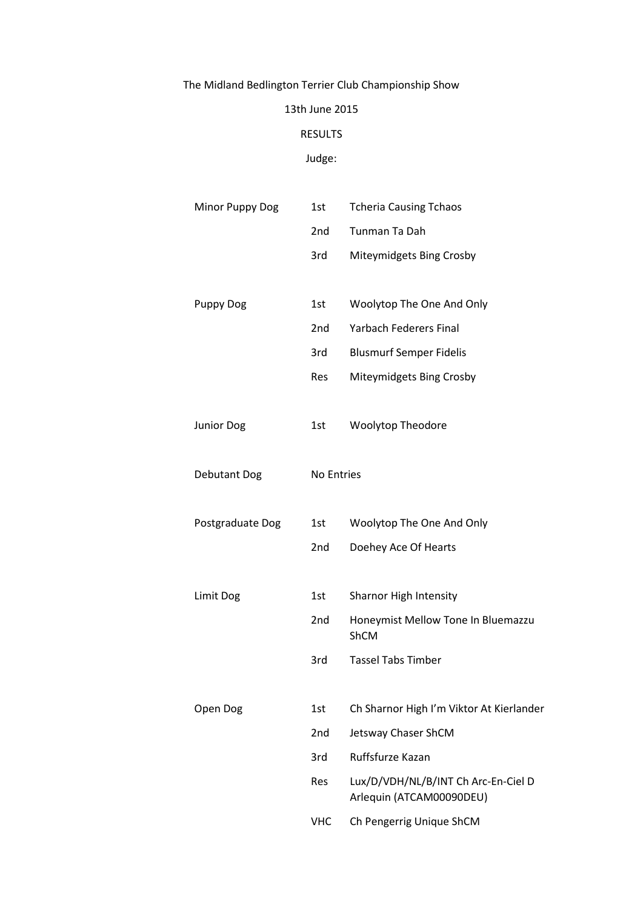The Midland Bedlington Terrier Club Championship Show

13th June 2015

RESULTS

Judge:

| | | |
|---|---|---|
| Minor Puppy Dog | 1st | Tcheria Causing Tchaos |
| | 2nd | Tunman Ta Dah |
| | 3rd | Miteymidgets Bing Crosby |
| Puppy Dog | 1st | Woolytop The One And Only |
| | 2nd | Yarbach Federers Final |
| | 3rd | Blusmurf Semper Fidelis |
| | Res | Miteymidgets Bing Crosby |
| Junior Dog | 1st | Woolytop Theodore |
| Debutant Dog | No Entries | |
| Postgraduate Dog | 1st | Woolytop The One And Only |
| | 2nd | Doehey Ace Of Hearts |
| Limit Dog | 1st | Sharnor High Intensity |
| | 2nd | Honeymist Mellow Tone In Bluemazzu ShCM |
| | 3rd | Tassel Tabs Timber |
| Open Dog | 1st | Ch Sharnor High I'm Viktor At Kierlander |
| | 2nd | Jetsway Chaser ShCM |
| | 3rd | Ruffsfurze Kazan |
| | Res | Lux/D/VDH/NL/B/INT Ch Arc-En-Ciel D Arlequin (ATCAM00090DEU) |
| | VHC | Ch Pengerrig Unique ShCM |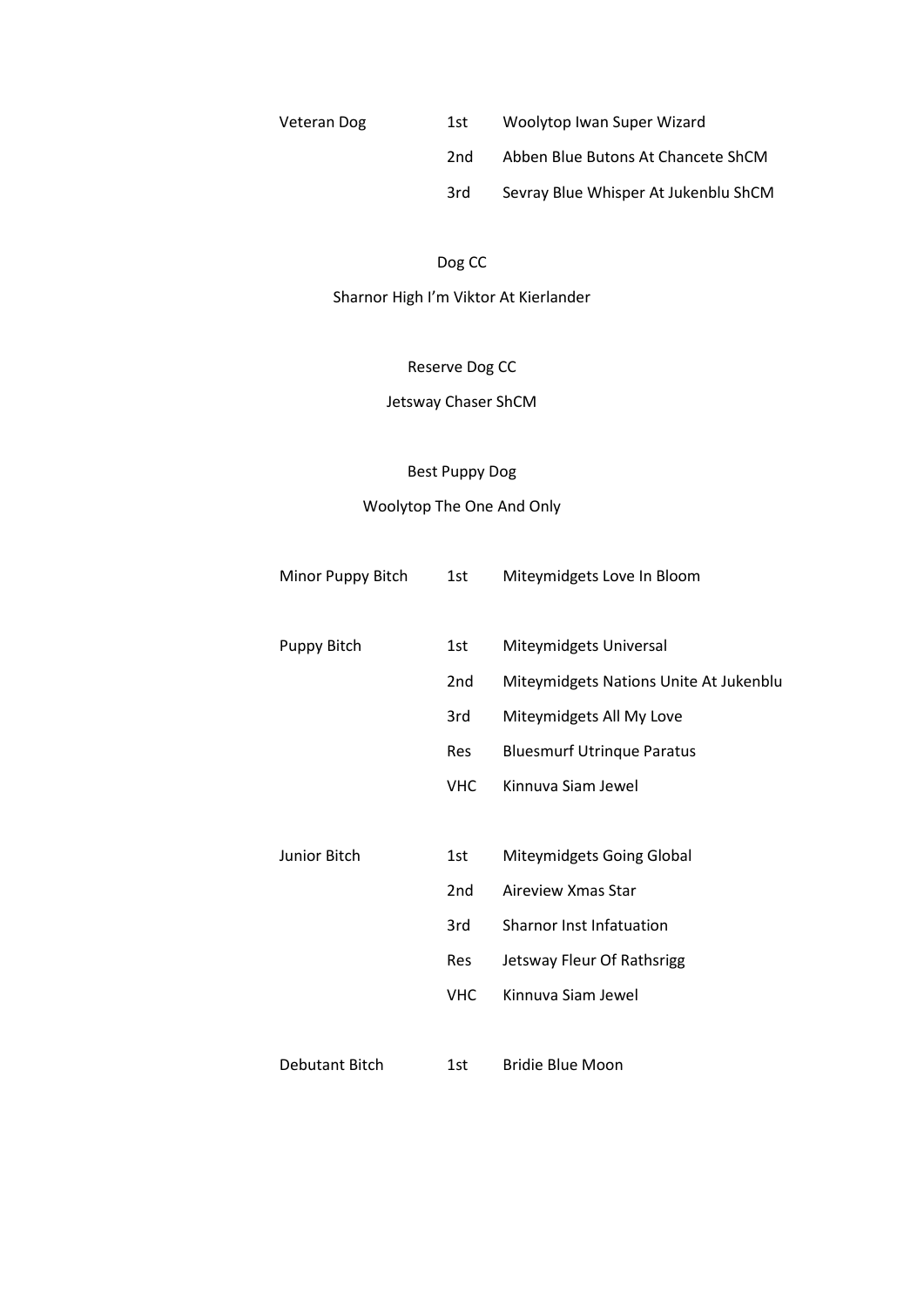| | | |
|---|---|---|
| Veteran Dog | 1st | Woolytop Iwan Super Wizard |
| | 2nd | Abben Blue Butons At Chancete ShCM |
| | 3rd | Sevray Blue Whisper At Jukenblu ShCM |

Dog CC

Sharnor High I'm Viktor At Kierlander

Reserve Dog CC

Jetsway Chaser ShCM

Best Puppy Dog

Woolytop The One And Only

| | | |
|---|---|---|
| Minor Puppy Bitch | 1st | Miteymidgets Love In Bloom |
| | | |
| Puppy Bitch | 1st | Miteymidgets Universal |
| | 2nd | Miteymidgets Nations Unite At Jukenblu |
| | 3rd | Miteymidgets All My Love |
| | Res | Bluesmurf Utrinque Paratus |
| | VHC | Kinnuva Siam Jewel |
| | | |
| Junior Bitch | 1st | Miteymidgets Going Global |
| | 2nd | Aireview Xmas Star |
| | 3rd | Sharnor Inst Infatuation |
| | Res | Jetsway Fleur Of Rathsrigg |
| | VHC | Kinnuva Siam Jewel |
| | | |
| Debutant Bitch | 1st | Bridie Blue Moon |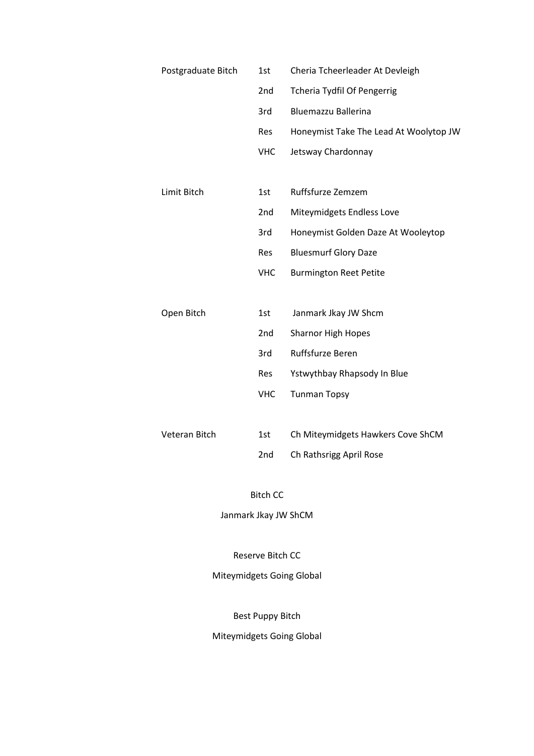| Class | Place | Name |
|---|---|---|
| Postgraduate Bitch | 1st | Cheria Tcheerleader At Devleigh |
| | 2nd | Tcheria Tydfil Of Pengerrig |
| | 3rd | Bluemazzu Ballerina |
| | Res | Honeymist Take The Lead At Woolytop JW |
| | VHC | Jetsway Chardonnay |
| Limit Bitch | 1st | Ruffsfurze Zemzem |
| | 2nd | Miteymidgets Endless Love |
| | 3rd | Honeymist Golden Daze At Wooleytop |
| | Res | Bluesmurf Glory Daze |
| | VHC | Burmington Reet Petite |
| Open Bitch | 1st | Janmark Jkay JW Shcm |
| | 2nd | Sharnor High Hopes |
| | 3rd | Ruffsfurze Beren |
| | Res | Ystwythbay Rhapsody In Blue |
| | VHC | Tunman Topsy |
| Veteran Bitch | 1st | Ch Miteymidgets Hawkers Cove ShCM |
| | 2nd | Ch Rathsrigg April Rose |

Bitch CC

Janmark Jkay JW ShCM

Reserve Bitch CC

Miteymidgets Going Global

Best Puppy Bitch

Miteymidgets Going Global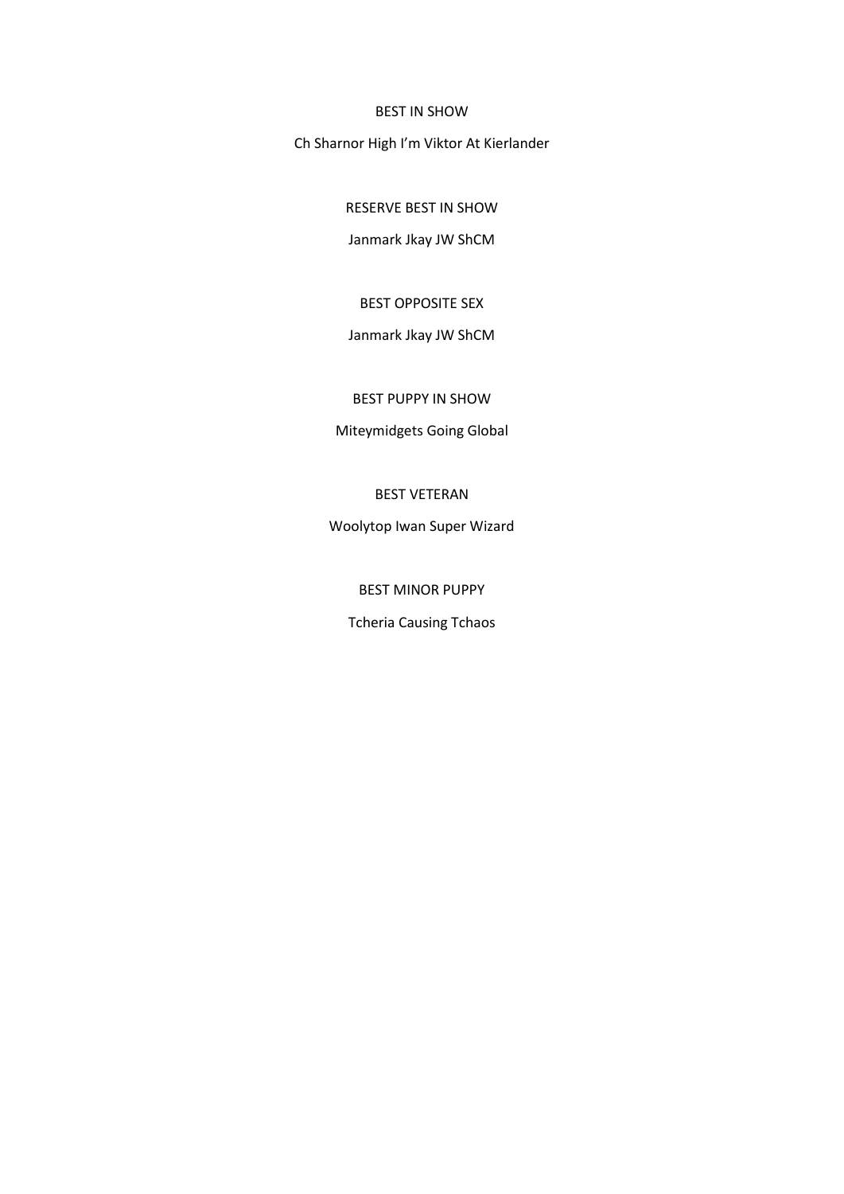BEST IN SHOW

Ch Sharnor High I'm Viktor At Kierlander

RESERVE BEST IN SHOW

Janmark Jkay JW ShCM

BEST OPPOSITE SEX

Janmark Jkay JW ShCM

BEST PUPPY IN SHOW

Miteymidgets Going Global

BEST VETERAN

Woolytop Iwan Super Wizard

BEST MINOR PUPPY

Tcheria Causing Tchaos